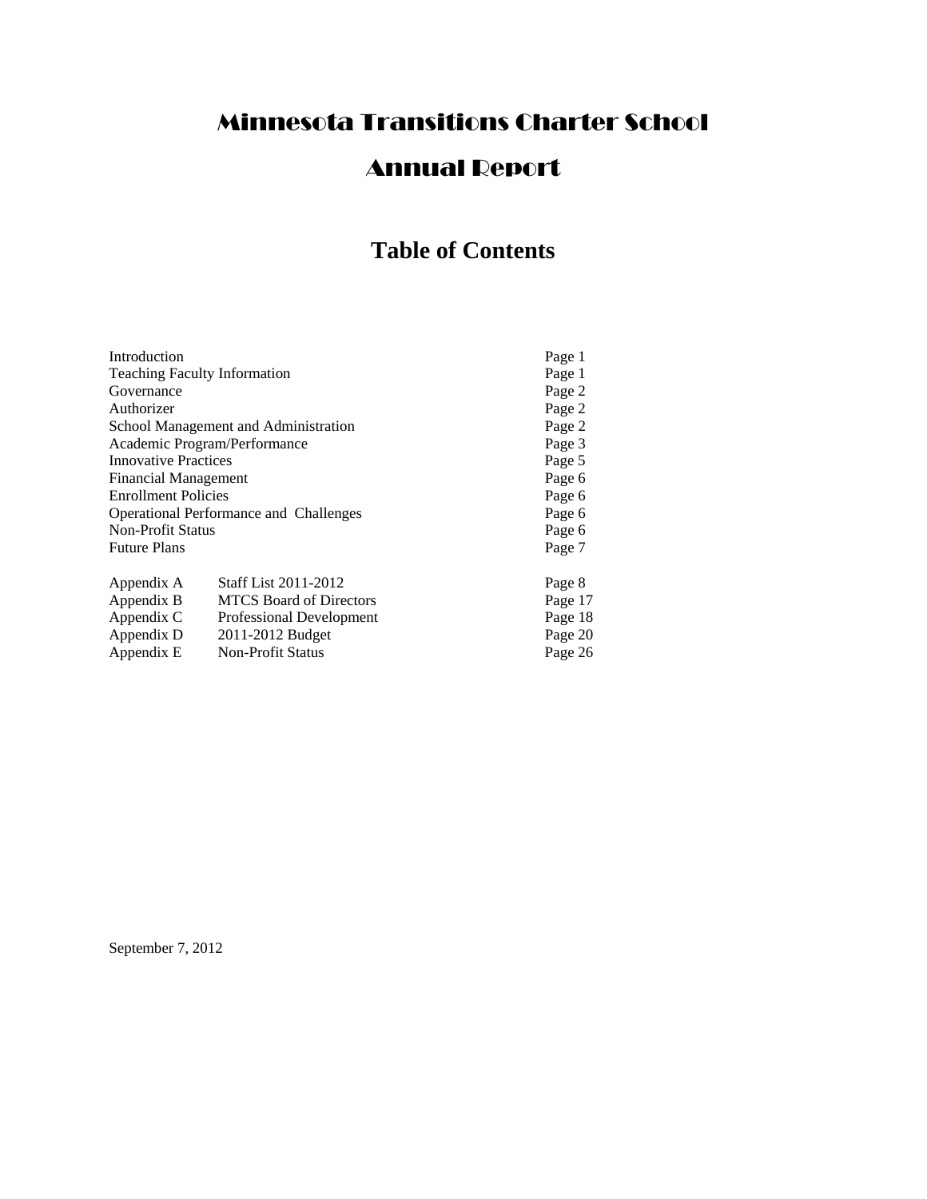# Minnesota Transitions Charter School

# Annual Report

## Table of Contents

| | | |
|---|---|---|
| Introduction | | Page 1 |
| Teaching Faculty Information | | Page 1 |
| Governance | | Page 2 |
| Authorizer | | Page 2 |
| School Management and Administration | | Page 2 |
| Academic Program/Performance | | Page 3 |
| Innovative Practices | | Page 5 |
| Financial Management | | Page 6 |
| Enrollment Policies | | Page 6 |
| Operational Performance and Challenges | | Page 6 |
| Non-Profit Status | | Page 6 |
| Future Plans | | Page 7 |
| Appendix A | Staff List 2011-2012 | Page 8 |
| Appendix B | MTCS Board of Directors | Page 17 |
| Appendix C | Professional Development | Page 18 |
| Appendix D | 2011-2012 Budget | Page 20 |
| Appendix E | Non-Profit Status | Page 26 |

September 7, 2012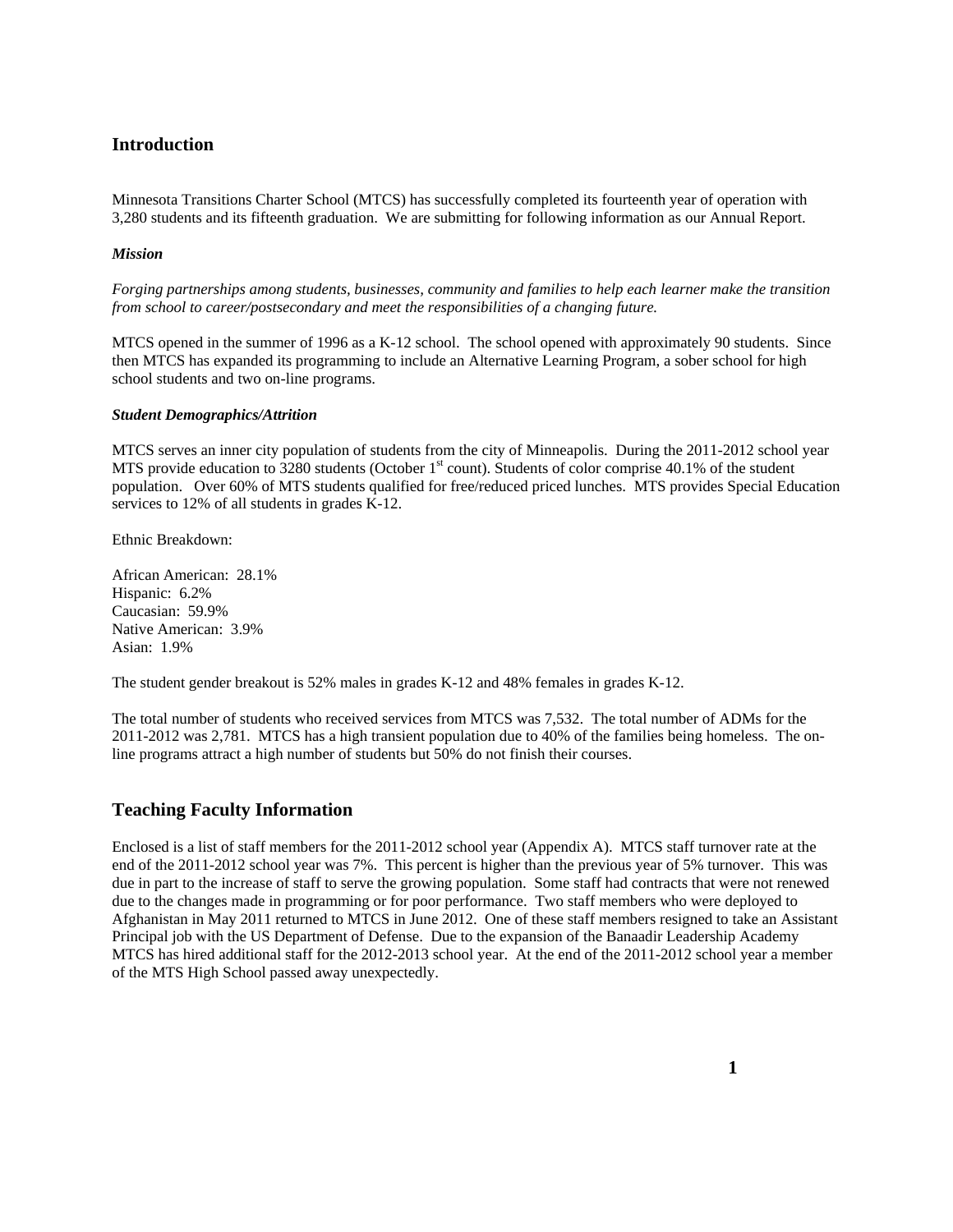## Introduction

Minnesota Transitions Charter School (MTCS) has successfully completed its fourteenth year of operation with 3,280 students and its fifteenth graduation. We are submitting for following information as our Annual Report.

***Mission***

*Forging partnerships among students, businesses, community and families to help each learner make the transition from school to career/postsecondary and meet the responsibilities of a changing future.*

MTCS opened in the summer of 1996 as a K-12 school. The school opened with approximately 90 students. Since then MTCS has expanded its programming to include an Alternative Learning Program, a sober school for high school students and two on-line programs.

***Student Demographics/Attrition***

MTCS serves an inner city population of students from the city of Minneapolis. During the 2011-2012 school year MTS provide education to 3280 students (October 1st count). Students of color comprise 40.1% of the student population. Over 60% of MTS students qualified for free/reduced priced lunches. MTS provides Special Education services to 12% of all students in grades K-12.

Ethnic Breakdown:

African American: 28.1%
Hispanic: 6.2%
Caucasian: 59.9%
Native American: 3.9%
Asian: 1.9%

The student gender breakout is 52% males in grades K-12 and 48% females in grades K-12.

The total number of students who received services from MTCS was 7,532. The total number of ADMs for the 2011-2012 was 2,781. MTCS has a high transient population due to 40% of the families being homeless. The on-line programs attract a high number of students but 50% do not finish their courses.

## Teaching Faculty Information

Enclosed is a list of staff members for the 2011-2012 school year (Appendix A). MTCS staff turnover rate at the end of the 2011-2012 school year was 7%. This percent is higher than the previous year of 5% turnover. This was due in part to the increase of staff to serve the growing population. Some staff had contracts that were not renewed due to the changes made in programming or for poor performance. Two staff members who were deployed to Afghanistan in May 2011 returned to MTCS in June 2012. One of these staff members resigned to take an Assistant Principal job with the US Department of Defense. Due to the expansion of the Banaadir Leadership Academy MTCS has hired additional staff for the 2012-2013 school year. At the end of the 2011-2012 school year a member of the MTS High School passed away unexpectedly.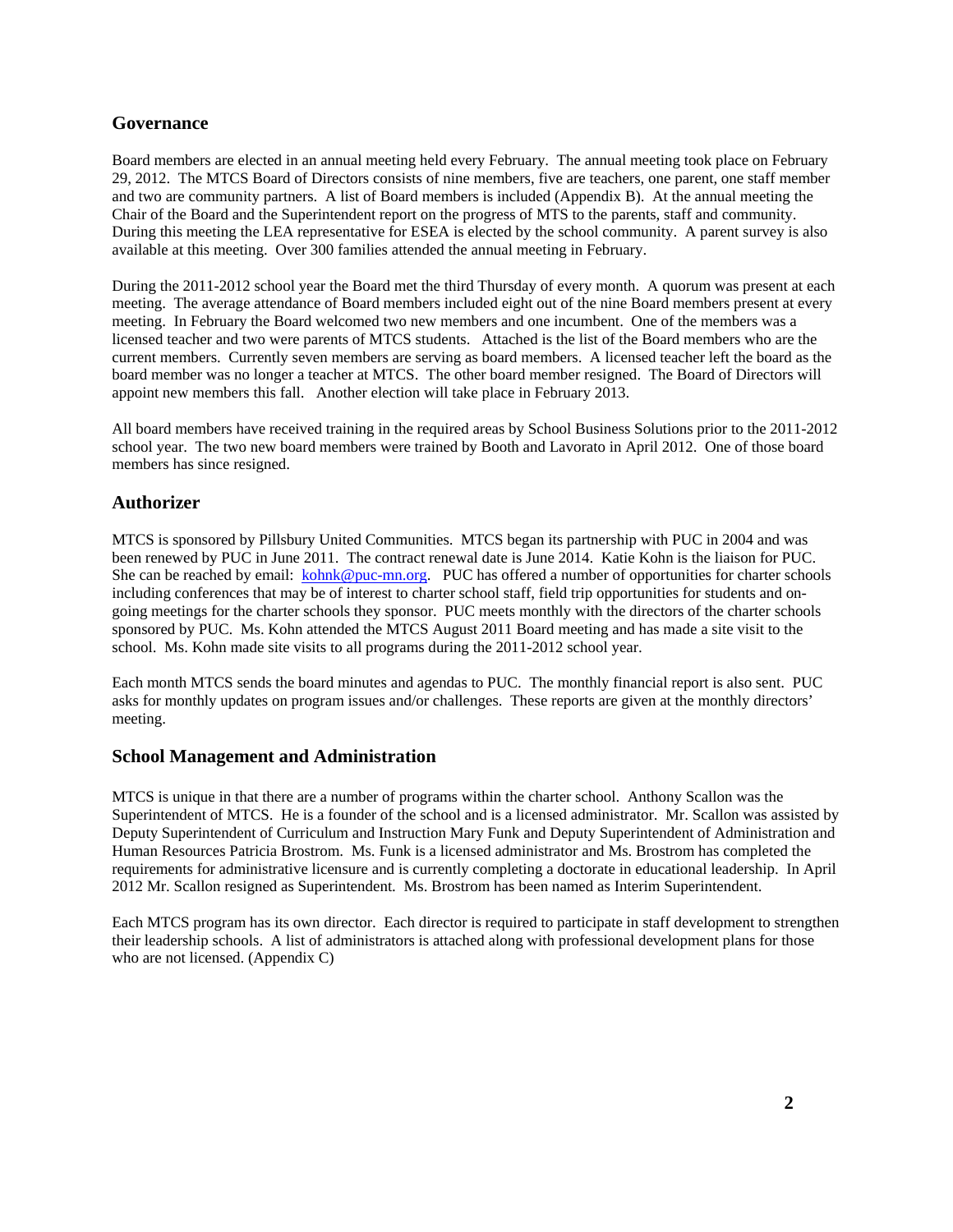## Governance

Board members are elected in an annual meeting held every February. The annual meeting took place on February 29, 2012. The MTCS Board of Directors consists of nine members, five are teachers, one parent, one staff member and two are community partners. A list of Board members is included (Appendix B). At the annual meeting the Chair of the Board and the Superintendent report on the progress of MTS to the parents, staff and community. During this meeting the LEA representative for ESEA is elected by the school community. A parent survey is also available at this meeting. Over 300 families attended the annual meeting in February.

During the 2011-2012 school year the Board met the third Thursday of every month. A quorum was present at each meeting. The average attendance of Board members included eight out of the nine Board members present at every meeting. In February the Board welcomed two new members and one incumbent. One of the members was a licensed teacher and two were parents of MTCS students. Attached is the list of the Board members who are the current members. Currently seven members are serving as board members. A licensed teacher left the board as the board member was no longer a teacher at MTCS. The other board member resigned. The Board of Directors will appoint new members this fall. Another election will take place in February 2013.

All board members have received training in the required areas by School Business Solutions prior to the 2011-2012 school year. The two new board members were trained by Booth and Lavorato in April 2012. One of those board members has since resigned.

## Authorizer

MTCS is sponsored by Pillsbury United Communities. MTCS began its partnership with PUC in 2004 and was been renewed by PUC in June 2011. The contract renewal date is June 2014. Katie Kohn is the liaison for PUC. She can be reached by email: kohnk@puc-mn.org. PUC has offered a number of opportunities for charter schools including conferences that may be of interest to charter school staff, field trip opportunities for students and on-going meetings for the charter schools they sponsor. PUC meets monthly with the directors of the charter schools sponsored by PUC. Ms. Kohn attended the MTCS August 2011 Board meeting and has made a site visit to the school. Ms. Kohn made site visits to all programs during the 2011-2012 school year.

Each month MTCS sends the board minutes and agendas to PUC. The monthly financial report is also sent. PUC asks for monthly updates on program issues and/or challenges. These reports are given at the monthly directors' meeting.

## School Management and Administration

MTCS is unique in that there are a number of programs within the charter school. Anthony Scallon was the Superintendent of MTCS. He is a founder of the school and is a licensed administrator. Mr. Scallon was assisted by Deputy Superintendent of Curriculum and Instruction Mary Funk and Deputy Superintendent of Administration and Human Resources Patricia Brostrom. Ms. Funk is a licensed administrator and Ms. Brostrom has completed the requirements for administrative licensure and is currently completing a doctorate in educational leadership. In April 2012 Mr. Scallon resigned as Superintendent. Ms. Brostrom has been named as Interim Superintendent.

Each MTCS program has its own director. Each director is required to participate in staff development to strengthen their leadership schools. A list of administrators is attached along with professional development plans for those who are not licensed. (Appendix C)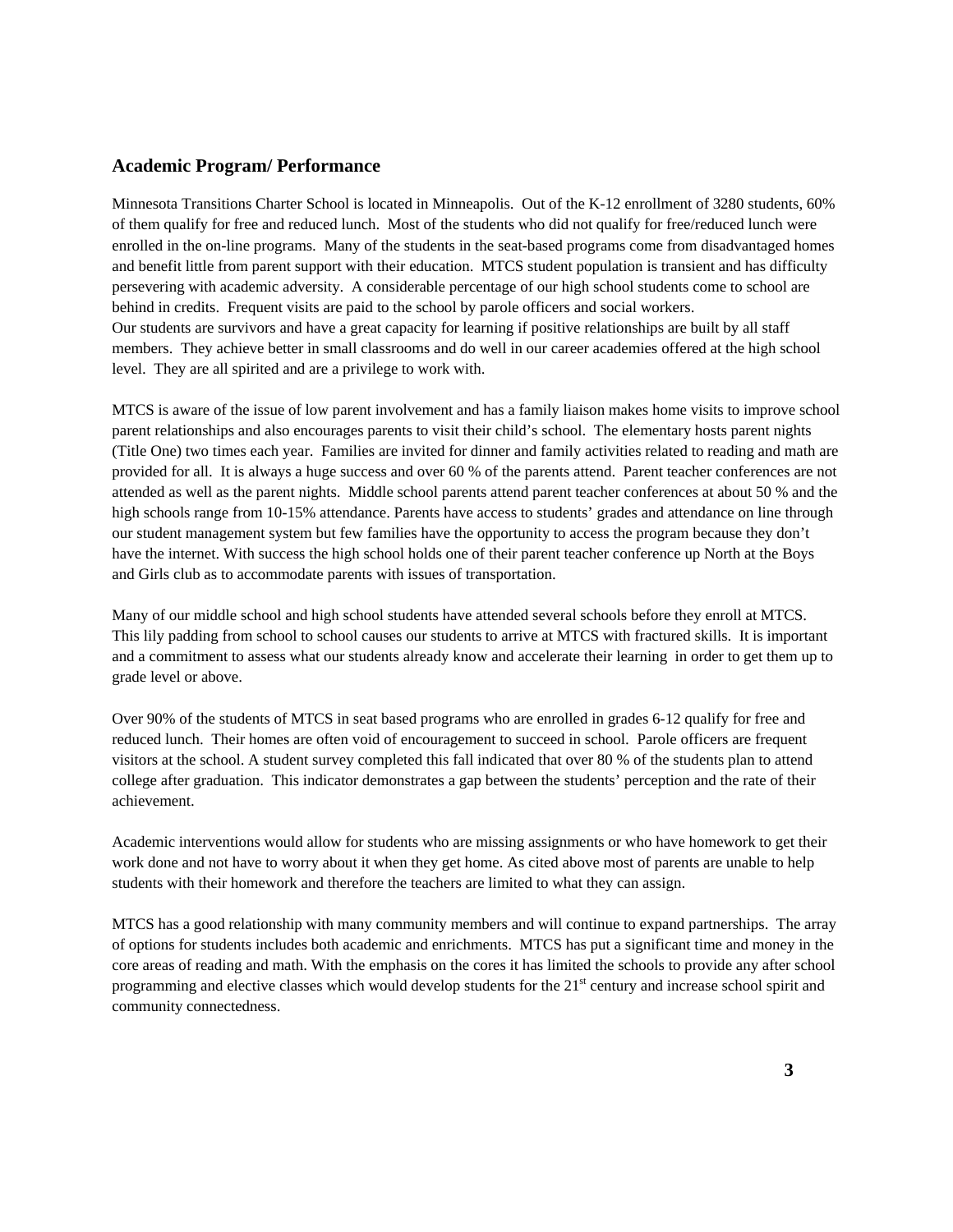## Academic Program/ Performance

Minnesota Transitions Charter School is located in Minneapolis. Out of the K-12 enrollment of 3280 students, 60% of them qualify for free and reduced lunch. Most of the students who did not qualify for free/reduced lunch were enrolled in the on-line programs. Many of the students in the seat-based programs come from disadvantaged homes and benefit little from parent support with their education. MTCS student population is transient and has difficulty persevering with academic adversity. A considerable percentage of our high school students come to school are behind in credits. Frequent visits are paid to the school by parole officers and social workers.
Our students are survivors and have a great capacity for learning if positive relationships are built by all staff members. They achieve better in small classrooms and do well in our career academies offered at the high school level. They are all spirited and are a privilege to work with.

MTCS is aware of the issue of low parent involvement and has a family liaison makes home visits to improve school parent relationships and also encourages parents to visit their child's school. The elementary hosts parent nights (Title One) two times each year. Families are invited for dinner and family activities related to reading and math are provided for all. It is always a huge success and over 60 % of the parents attend. Parent teacher conferences are not attended as well as the parent nights. Middle school parents attend parent teacher conferences at about 50 % and the high schools range from 10-15% attendance. Parents have access to students' grades and attendance on line through our student management system but few families have the opportunity to access the program because they don't have the internet. With success the high school holds one of their parent teacher conference up North at the Boys and Girls club as to accommodate parents with issues of transportation.

Many of our middle school and high school students have attended several schools before they enroll at MTCS. This lily padding from school to school causes our students to arrive at MTCS with fractured skills. It is important and a commitment to assess what our students already know and accelerate their learning in order to get them up to grade level or above.

Over 90% of the students of MTCS in seat based programs who are enrolled in grades 6-12 qualify for free and reduced lunch. Their homes are often void of encouragement to succeed in school. Parole officers are frequent visitors at the school. A student survey completed this fall indicated that over 80 % of the students plan to attend college after graduation. This indicator demonstrates a gap between the students' perception and the rate of their achievement.

Academic interventions would allow for students who are missing assignments or who have homework to get their work done and not have to worry about it when they get home. As cited above most of parents are unable to help students with their homework and therefore the teachers are limited to what they can assign.

MTCS has a good relationship with many community members and will continue to expand partnerships. The array of options for students includes both academic and enrichments. MTCS has put a significant time and money in the core areas of reading and math. With the emphasis on the cores it has limited the schools to provide any after school programming and elective classes which would develop students for the 21st century and increase school spirit and community connectedness.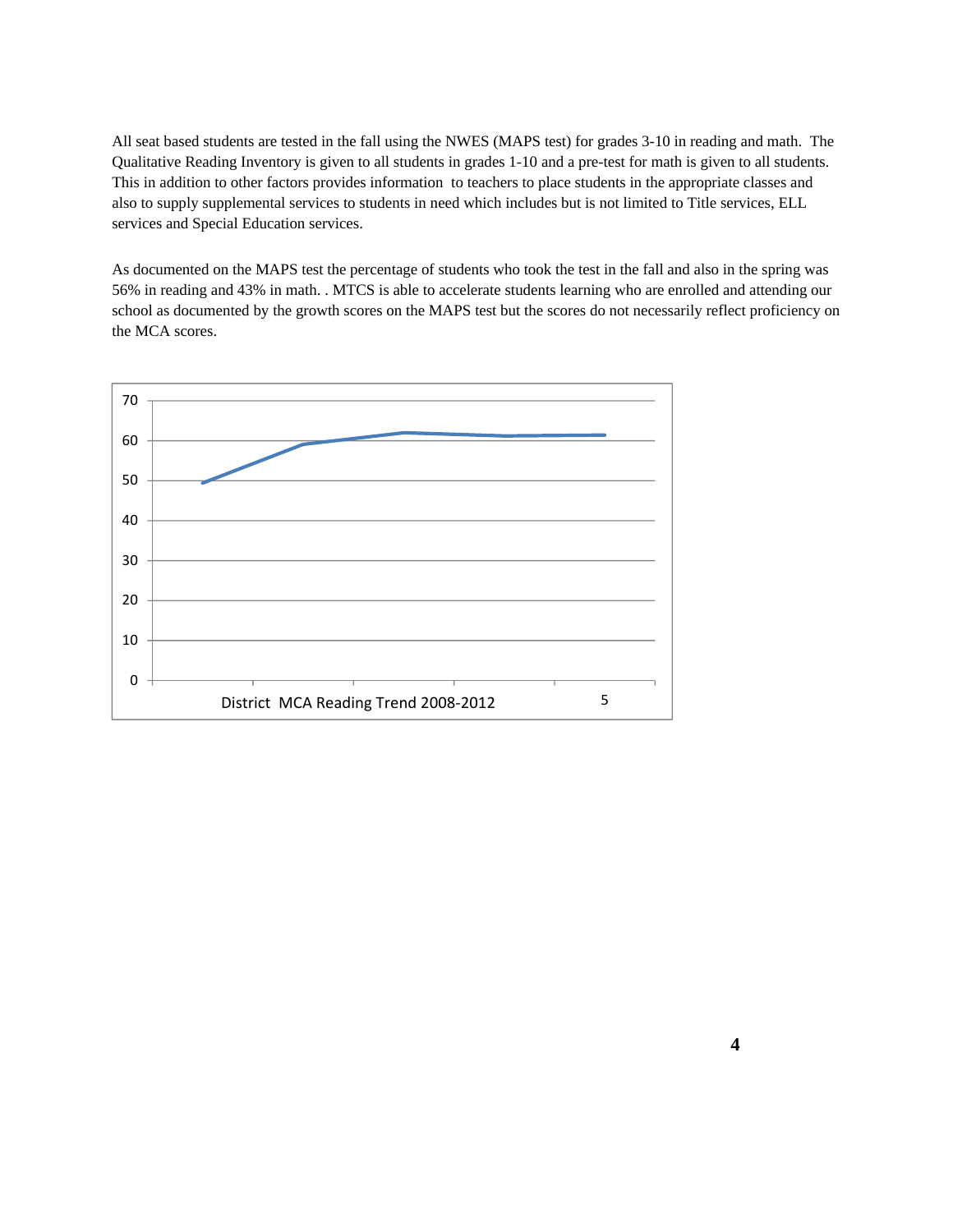All seat based students are tested in the fall using the NWES (MAPS test) for grades 3-10 in reading and math. The Qualitative Reading Inventory is given to all students in grades 1-10 and a pre-test for math is given to all students. This in addition to other factors provides information to teachers to place students in the appropriate classes and also to supply supplemental services to students in need which includes but is not limited to Title services, ELL services and Special Education services.

As documented on the MAPS test the percentage of students who took the test in the fall and also in the spring was 56% in reading and 43% in math. . MTCS is able to accelerate students learning who are enrolled and attending our school as documented by the growth scores on the MAPS test but the scores do not necessarily reflect proficiency on the MCA scores.

District MCA Reading Trend 2008-2012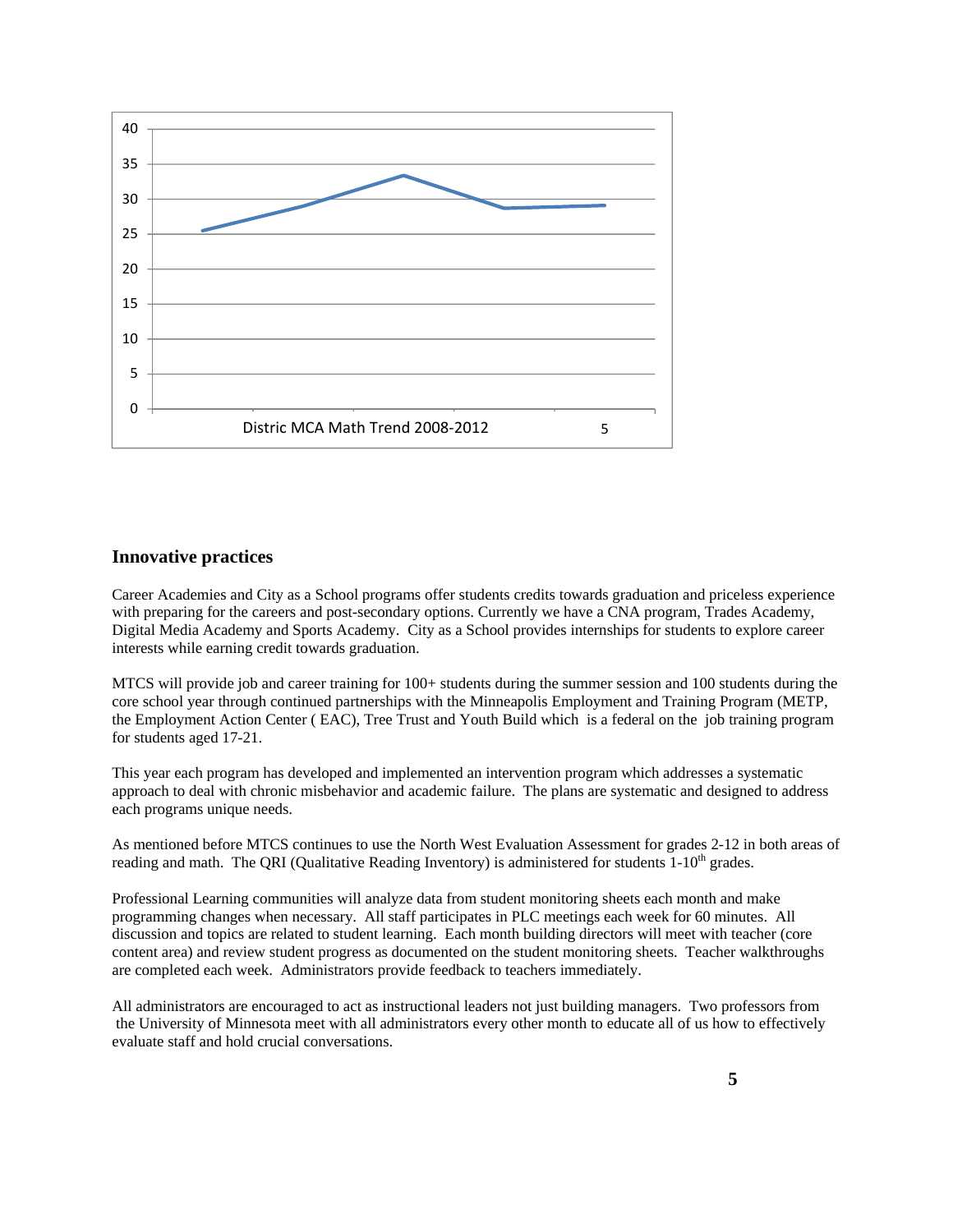Distric MCA Math Trend 2008-2012

## Innovative practices

Career Academies and City as a School programs offer students credits towards graduation and priceless experience with preparing for the careers and post-secondary options. Currently we have a CNA program, Trades Academy, Digital Media Academy and Sports Academy. City as a School provides internships for students to explore career interests while earning credit towards graduation.

MTCS will provide job and career training for 100+ students during the summer session and 100 students during the core school year through continued partnerships with the Minneapolis Employment and Training Program (METP, the Employment Action Center ( EAC), Tree Trust and Youth Build which is a federal on the job training program for students aged 17-21.

This year each program has developed and implemented an intervention program which addresses a systematic approach to deal with chronic misbehavior and academic failure. The plans are systematic and designed to address each programs unique needs.

As mentioned before MTCS continues to use the North West Evaluation Assessment for grades 2-12 in both areas of reading and math. The QRI (Qualitative Reading Inventory) is administered for students 1-10th grades.

Professional Learning communities will analyze data from student monitoring sheets each month and make programming changes when necessary. All staff participates in PLC meetings each week for 60 minutes. All discussion and topics are related to student learning. Each month building directors will meet with teacher (core content area) and review student progress as documented on the student monitoring sheets. Teacher walkthroughs are completed each week. Administrators provide feedback to teachers immediately.

All administrators are encouraged to act as instructional leaders not just building managers. Two professors from the University of Minnesota meet with all administrators every other month to educate all of us how to effectively evaluate staff and hold crucial conversations.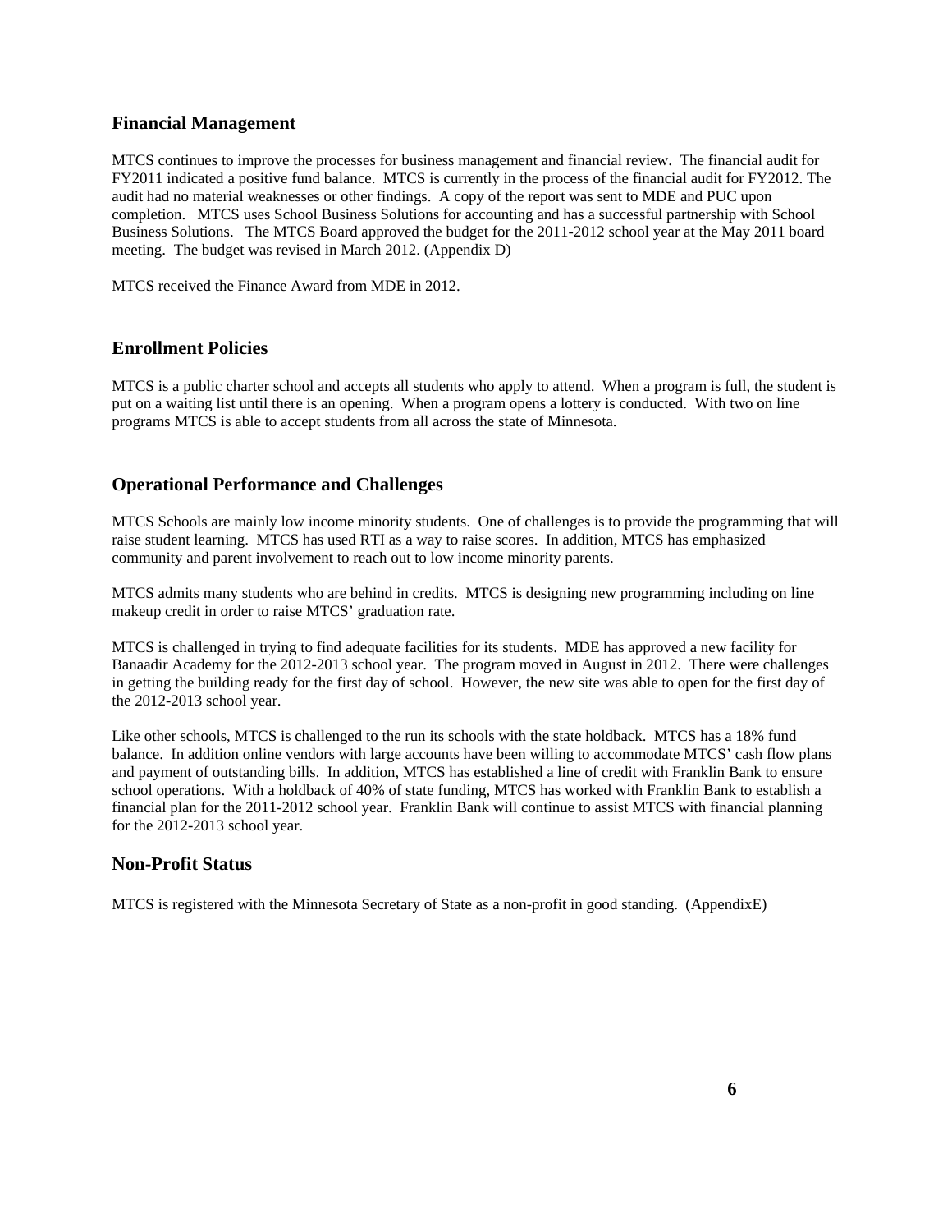## Financial Management

MTCS continues to improve the processes for business management and financial review. The financial audit for FY2011 indicated a positive fund balance. MTCS is currently in the process of the financial audit for FY2012. The audit had no material weaknesses or other findings. A copy of the report was sent to MDE and PUC upon completion. MTCS uses School Business Solutions for accounting and has a successful partnership with School Business Solutions. The MTCS Board approved the budget for the 2011-2012 school year at the May 2011 board meeting. The budget was revised in March 2012. (Appendix D)

MTCS received the Finance Award from MDE in 2012.

## Enrollment Policies

MTCS is a public charter school and accepts all students who apply to attend. When a program is full, the student is put on a waiting list until there is an opening. When a program opens a lottery is conducted. With two on line programs MTCS is able to accept students from all across the state of Minnesota.

## Operational Performance and Challenges

MTCS Schools are mainly low income minority students. One of challenges is to provide the programming that will raise student learning. MTCS has used RTI as a way to raise scores. In addition, MTCS has emphasized community and parent involvement to reach out to low income minority parents.

MTCS admits many students who are behind in credits. MTCS is designing new programming including on line makeup credit in order to raise MTCS' graduation rate.

MTCS is challenged in trying to find adequate facilities for its students. MDE has approved a new facility for Banaadir Academy for the 2012-2013 school year. The program moved in August in 2012. There were challenges in getting the building ready for the first day of school. However, the new site was able to open for the first day of the 2012-2013 school year.

Like other schools, MTCS is challenged to the run its schools with the state holdback. MTCS has a 18% fund balance. In addition online vendors with large accounts have been willing to accommodate MTCS' cash flow plans and payment of outstanding bills. In addition, MTCS has established a line of credit with Franklin Bank to ensure school operations. With a holdback of 40% of state funding, MTCS has worked with Franklin Bank to establish a financial plan for the 2011-2012 school year. Franklin Bank will continue to assist MTCS with financial planning for the 2012-2013 school year.

## Non-Profit Status

MTCS is registered with the Minnesota Secretary of State as a non-profit in good standing. (AppendixE)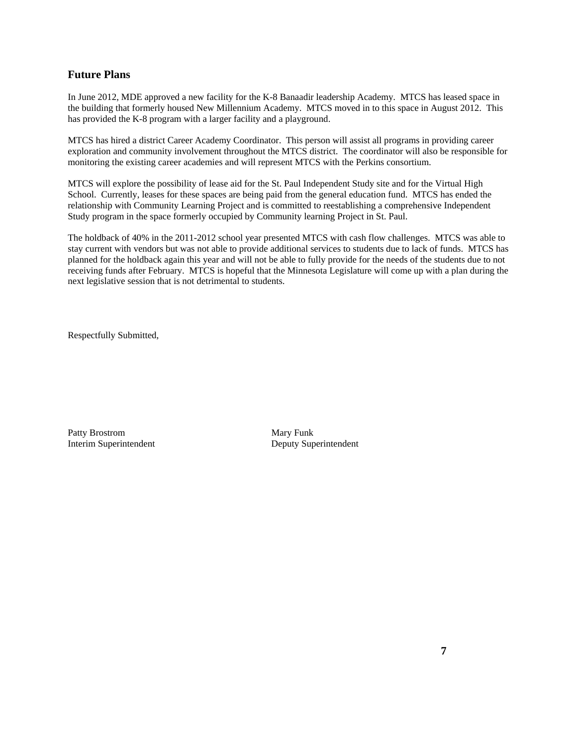## Future Plans

In June 2012, MDE approved a new facility for the K-8 Banaadir leadership Academy. MTCS has leased space in the building that formerly housed New Millennium Academy. MTCS moved in to this space in August 2012. This has provided the K-8 program with a larger facility and a playground.

MTCS has hired a district Career Academy Coordinator. This person will assist all programs in providing career exploration and community involvement throughout the MTCS district. The coordinator will also be responsible for monitoring the existing career academies and will represent MTCS with the Perkins consortium.

MTCS will explore the possibility of lease aid for the St. Paul Independent Study site and for the Virtual High School. Currently, leases for these spaces are being paid from the general education fund. MTCS has ended the relationship with Community Learning Project and is committed to reestablishing a comprehensive Independent Study program in the space formerly occupied by Community learning Project in St. Paul.

The holdback of 40% in the 2011-2012 school year presented MTCS with cash flow challenges. MTCS was able to stay current with vendors but was not able to provide additional services to students due to lack of funds. MTCS has planned for the holdback again this year and will not be able to fully provide for the needs of the students due to not receiving funds after February. MTCS is hopeful that the Minnesota Legislature will come up with a plan during the next legislative session that is not detrimental to students.

Respectfully Submitted,

Patty Brostrom
Interim Superintendent

Mary Funk
Deputy Superintendent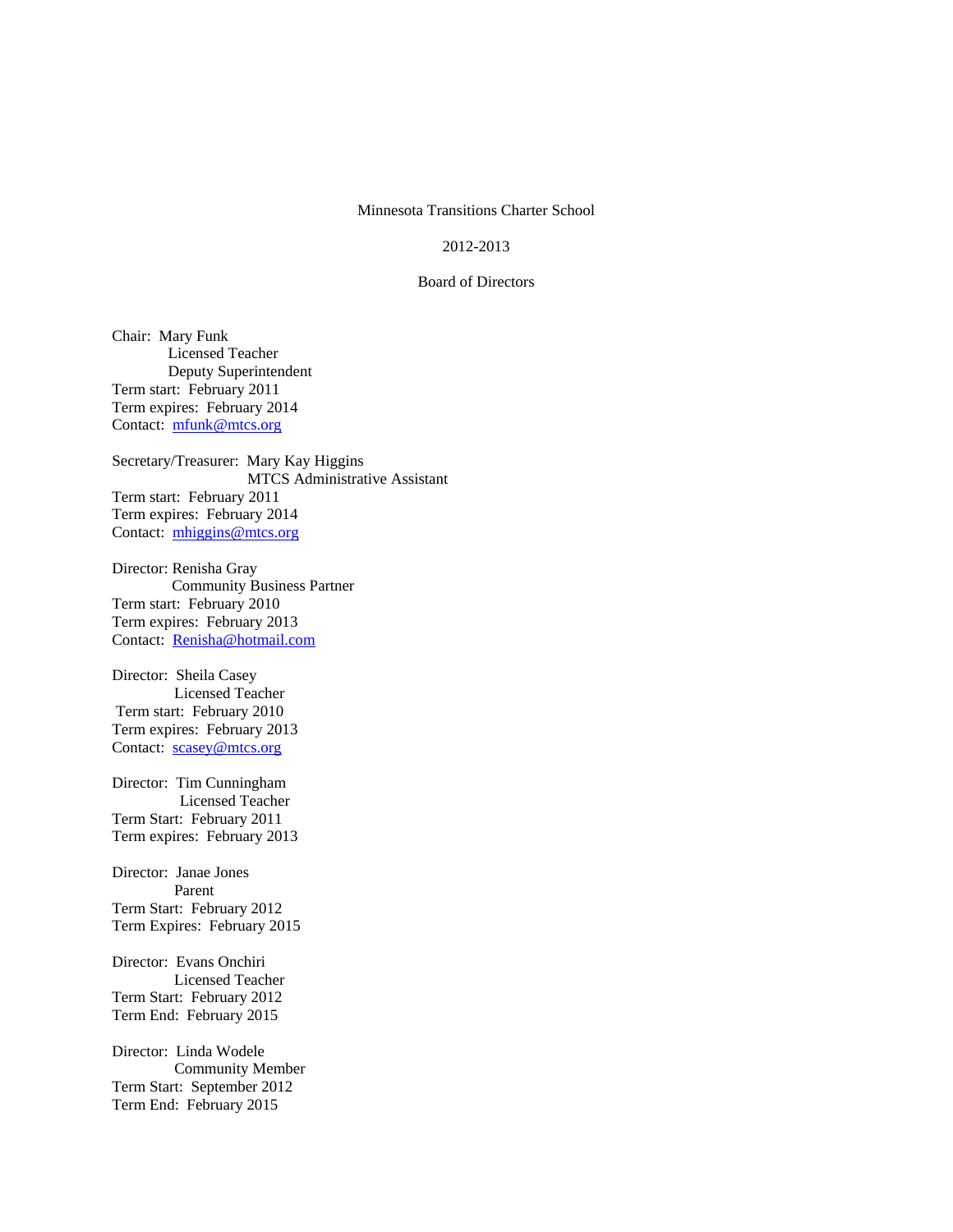Minnesota Transitions Charter School

2012-2013

Board of Directors

Chair: Mary Funk
Licensed Teacher
Deputy Superintendent
Term start: February 2011
Term expires: February 2014
Contact: mfunk@mtcs.org

Secretary/Treasurer: Mary Kay Higgins
MTCS Administrative Assistant
Term start: February 2011
Term expires: February 2014
Contact: mhiggins@mtcs.org

Director: Renisha Gray
Community Business Partner
Term start: February 2010
Term expires: February 2013
Contact: Renisha@hotmail.com

Director: Sheila Casey
Licensed Teacher
Term start: February 2010
Term expires: February 2013
Contact: scasey@mtcs.org

Director: Tim Cunningham
Licensed Teacher
Term Start: February 2011
Term expires: February 2013

Director: Janae Jones
Parent
Term Start: February 2012
Term Expires: February 2015

Director: Evans Onchiri
Licensed Teacher
Term Start: February 2012
Term End: February 2015

Director: Linda Wodele
Community Member
Term Start: September 2012
Term End: February 2015